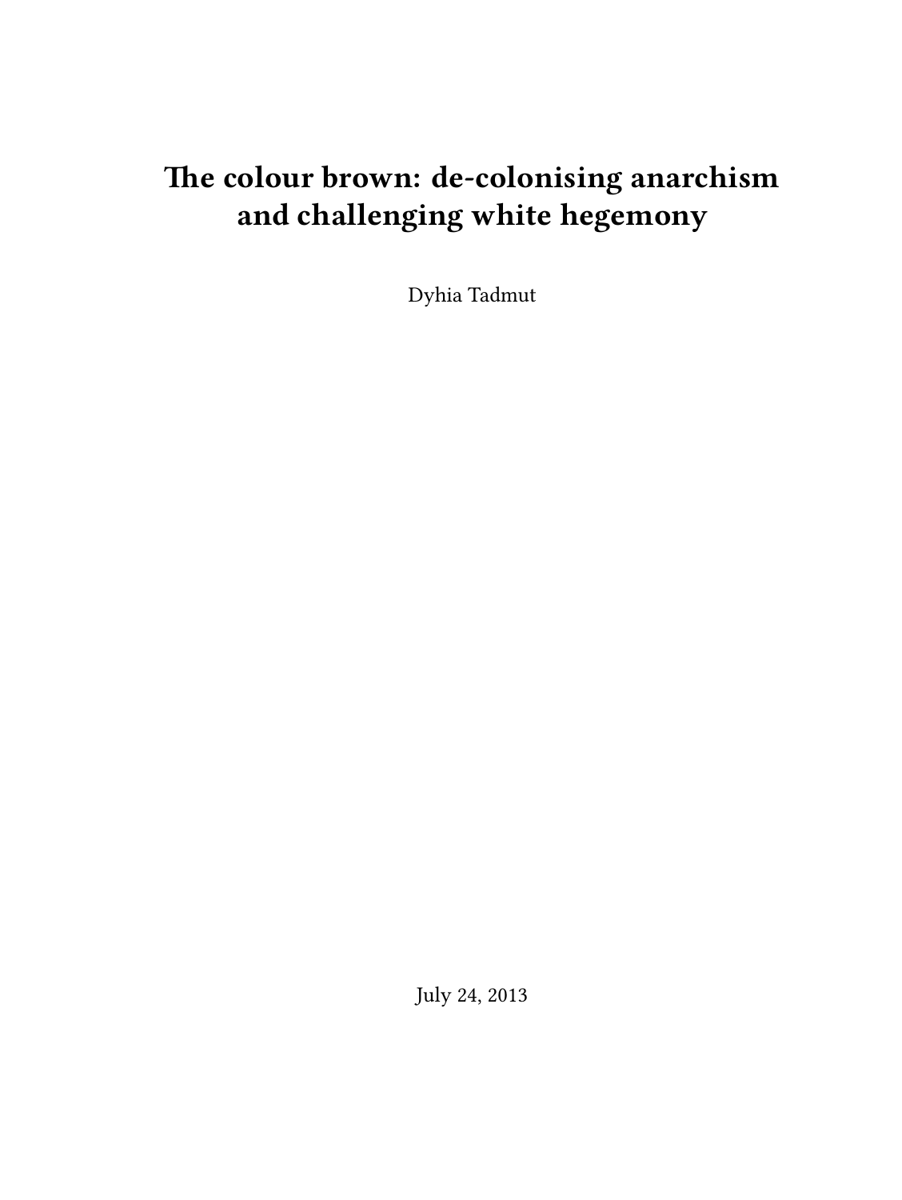# The colour brown: de-colonising anarchism and challenging white hegemony

Dyhia Tadmut

July 24, 2013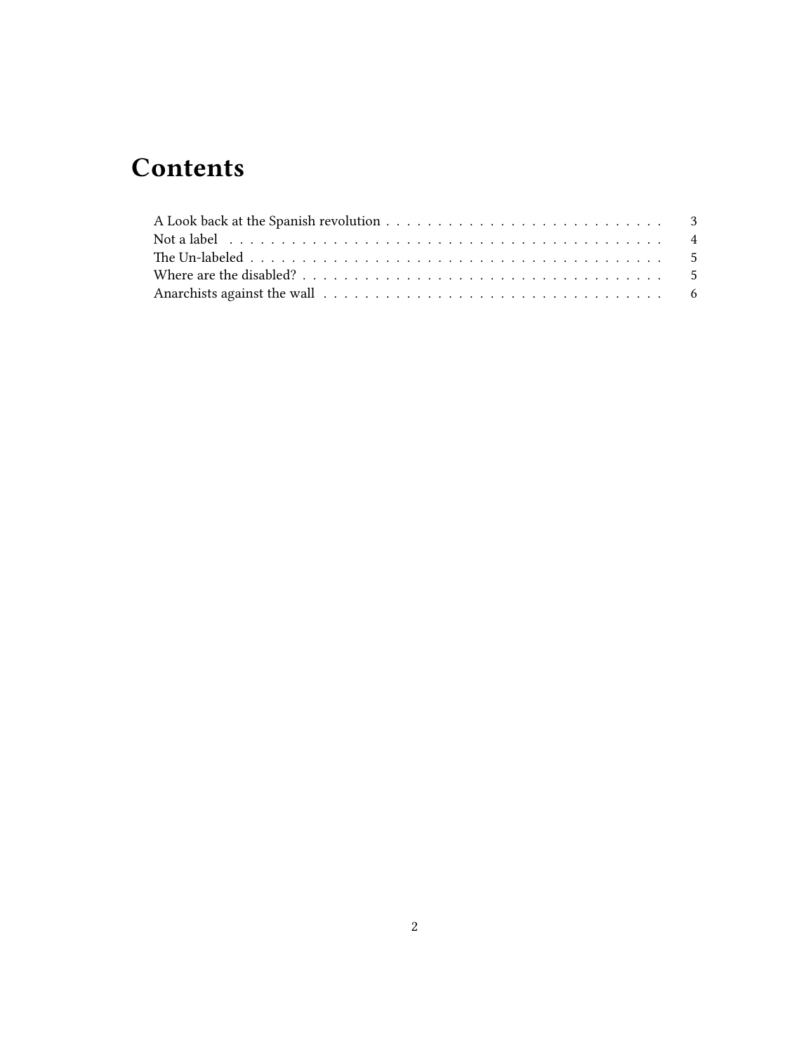# Contents

A Look back at the Spanish revolution . . . . . . . . . . . . . . . . . . . . . . . . . . . 3
Not a label . . . . . . . . . . . . . . . . . . . . . . . . . . . . . . . . . . . . . . . . . . 4
The Un-labeled . . . . . . . . . . . . . . . . . . . . . . . . . . . . . . . . . . . . . . . 5
Where are the disabled? . . . . . . . . . . . . . . . . . . . . . . . . . . . . . . . . . . 5
Anarchists against the wall . . . . . . . . . . . . . . . . . . . . . . . . . . . . . . . . 6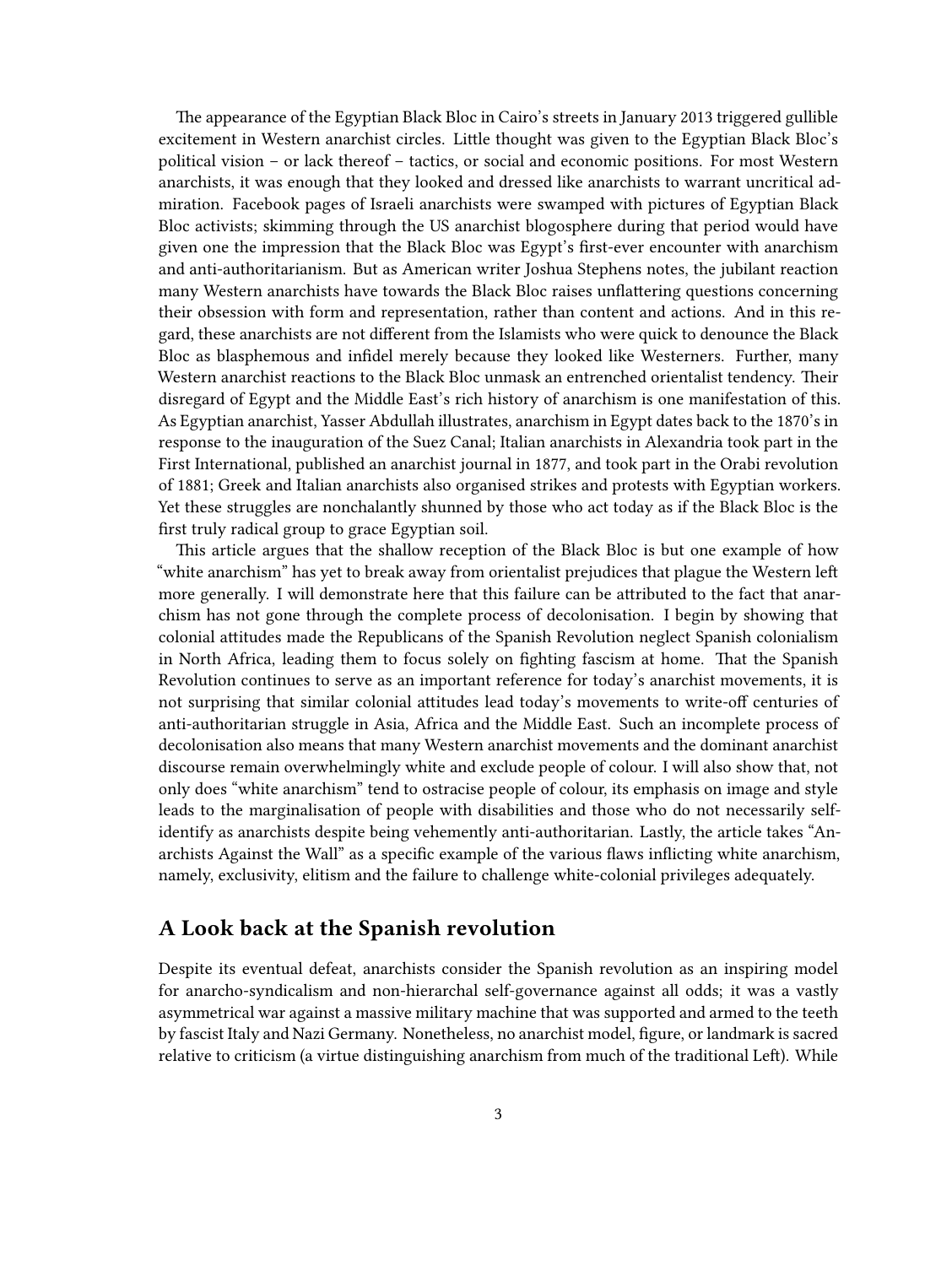The appearance of the Egyptian Black Bloc in Cairo's streets in January 2013 triggered gullible excitement in Western anarchist circles. Little thought was given to the Egyptian Black Bloc's political vision – or lack thereof – tactics, or social and economic positions. For most Western anarchists, it was enough that they looked and dressed like anarchists to warrant uncritical admiration. Facebook pages of Israeli anarchists were swamped with pictures of Egyptian Black Bloc activists; skimming through the US anarchist blogosphere during that period would have given one the impression that the Black Bloc was Egypt's first-ever encounter with anarchism and anti-authoritarianism. But as American writer Joshua Stephens notes, the jubilant reaction many Western anarchists have towards the Black Bloc raises unflattering questions concerning their obsession with form and representation, rather than content and actions. And in this regard, these anarchists are not different from the Islamists who were quick to denounce the Black Bloc as blasphemous and infidel merely because they looked like Westerners. Further, many Western anarchist reactions to the Black Bloc unmask an entrenched orientalist tendency. Their disregard of Egypt and the Middle East's rich history of anarchism is one manifestation of this. As Egyptian anarchist, Yasser Abdullah illustrates, anarchism in Egypt dates back to the 1870's in response to the inauguration of the Suez Canal; Italian anarchists in Alexandria took part in the First International, published an anarchist journal in 1877, and took part in the Orabi revolution of 1881; Greek and Italian anarchists also organised strikes and protests with Egyptian workers. Yet these struggles are nonchalantly shunned by those who act today as if the Black Bloc is the first truly radical group to grace Egyptian soil.

This article argues that the shallow reception of the Black Bloc is but one example of how "white anarchism" has yet to break away from orientalist prejudices that plague the Western left more generally. I will demonstrate here that this failure can be attributed to the fact that anarchism has not gone through the complete process of decolonisation. I begin by showing that colonial attitudes made the Republicans of the Spanish Revolution neglect Spanish colonialism in North Africa, leading them to focus solely on fighting fascism at home. That the Spanish Revolution continues to serve as an important reference for today's anarchist movements, it is not surprising that similar colonial attitudes lead today's movements to write-off centuries of anti-authoritarian struggle in Asia, Africa and the Middle East. Such an incomplete process of decolonisation also means that many Western anarchist movements and the dominant anarchist discourse remain overwhelmingly white and exclude people of colour. I will also show that, not only does "white anarchism" tend to ostracise people of colour, its emphasis on image and style leads to the marginalisation of people with disabilities and those who do not necessarily self-identify as anarchists despite being vehemently anti-authoritarian. Lastly, the article takes "Anarchists Against the Wall" as a specific example of the various flaws inflicting white anarchism, namely, exclusivity, elitism and the failure to challenge white-colonial privileges adequately.

## A Look back at the Spanish revolution

Despite its eventual defeat, anarchists consider the Spanish revolution as an inspiring model for anarcho-syndicalism and non-hierarchal self-governance against all odds; it was a vastly asymmetrical war against a massive military machine that was supported and armed to the teeth by fascist Italy and Nazi Germany. Nonetheless, no anarchist model, figure, or landmark is sacred relative to criticism (a virtue distinguishing anarchism from much of the traditional Left). While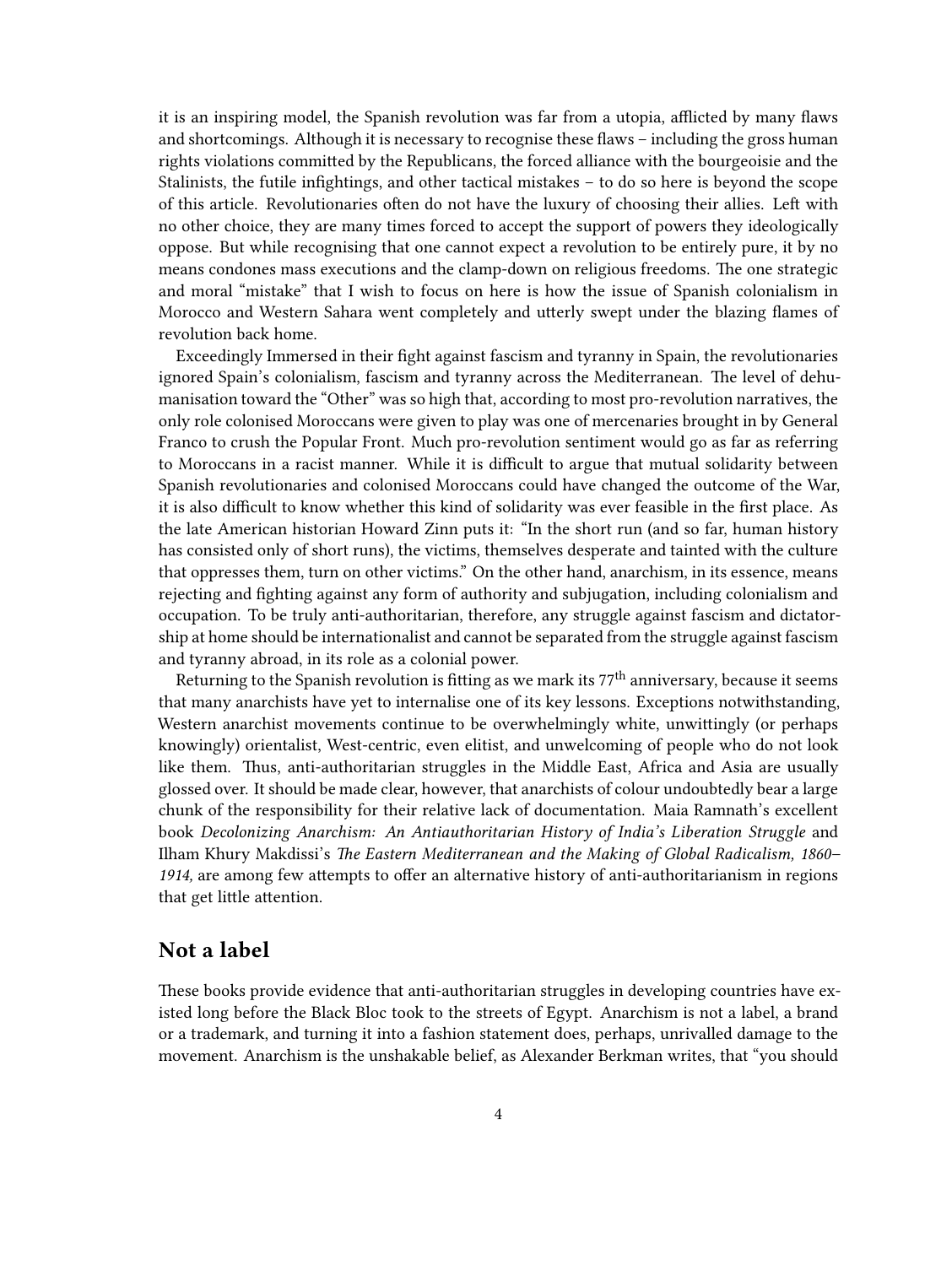it is an inspiring model, the Spanish revolution was far from a utopia, afflicted by many flaws and shortcomings. Although it is necessary to recognise these flaws – including the gross human rights violations committed by the Republicans, the forced alliance with the bourgeoisie and the Stalinists, the futile infightings, and other tactical mistakes – to do so here is beyond the scope of this article. Revolutionaries often do not have the luxury of choosing their allies. Left with no other choice, they are many times forced to accept the support of powers they ideologically oppose. But while recognising that one cannot expect a revolution to be entirely pure, it by no means condones mass executions and the clamp-down on religious freedoms. The one strategic and moral "mistake" that I wish to focus on here is how the issue of Spanish colonialism in Morocco and Western Sahara went completely and utterly swept under the blazing flames of revolution back home.

Exceedingly Immersed in their fight against fascism and tyranny in Spain, the revolutionaries ignored Spain's colonialism, fascism and tyranny across the Mediterranean. The level of dehumanisation toward the "Other" was so high that, according to most pro-revolution narratives, the only role colonised Moroccans were given to play was one of mercenaries brought in by General Franco to crush the Popular Front. Much pro-revolution sentiment would go as far as referring to Moroccans in a racist manner. While it is difficult to argue that mutual solidarity between Spanish revolutionaries and colonised Moroccans could have changed the outcome of the War, it is also difficult to know whether this kind of solidarity was ever feasible in the first place. As the late American historian Howard Zinn puts it: "In the short run (and so far, human history has consisted only of short runs), the victims, themselves desperate and tainted with the culture that oppresses them, turn on other victims." On the other hand, anarchism, in its essence, means rejecting and fighting against any form of authority and subjugation, including colonialism and occupation. To be truly anti-authoritarian, therefore, any struggle against fascism and dictatorship at home should be internationalist and cannot be separated from the struggle against fascism and tyranny abroad, in its role as a colonial power.

Returning to the Spanish revolution is fitting as we mark its 77th anniversary, because it seems that many anarchists have yet to internalise one of its key lessons. Exceptions notwithstanding, Western anarchist movements continue to be overwhelmingly white, unwittingly (or perhaps knowingly) orientalist, West-centric, even elitist, and unwelcoming of people who do not look like them. Thus, anti-authoritarian struggles in the Middle East, Africa and Asia are usually glossed over. It should be made clear, however, that anarchists of colour undoubtedly bear a large chunk of the responsibility for their relative lack of documentation. Maia Ramnath's excellent book *Decolonizing Anarchism: An Antiauthoritarian History of India's Liberation Struggle* and Ilham Khury Makdissi's *The Eastern Mediterranean and the Making of Global Radicalism, 1860–1914,* are among few attempts to offer an alternative history of anti-authoritarianism in regions that get little attention.

## Not a label

These books provide evidence that anti-authoritarian struggles in developing countries have existed long before the Black Bloc took to the streets of Egypt. Anarchism is not a label, a brand or a trademark, and turning it into a fashion statement does, perhaps, unrivalled damage to the movement. Anarchism is the unshakable belief, as Alexander Berkman writes, that "you should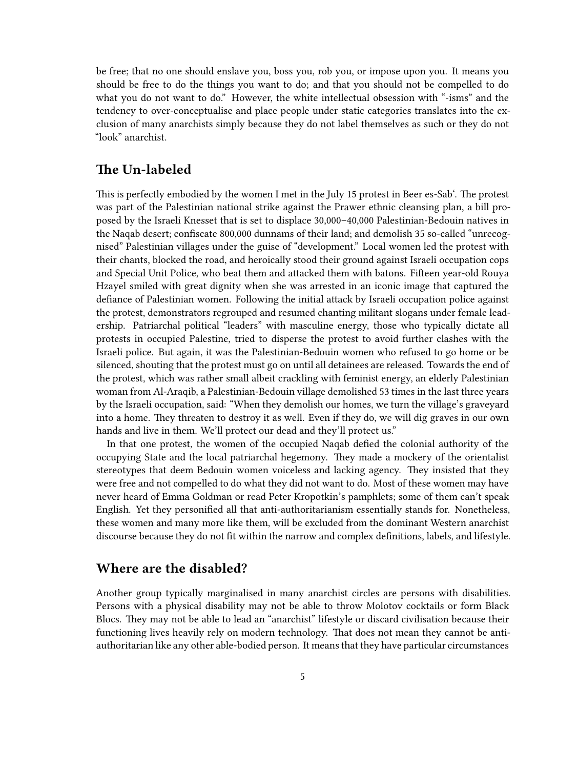be free; that no one should enslave you, boss you, rob you, or impose upon you. It means you should be free to do the things you want to do; and that you should not be compelled to do what you do not want to do." However, the white intellectual obsession with "-isms" and the tendency to over-conceptualise and place people under static categories translates into the exclusion of many anarchists simply because they do not label themselves as such or they do not "look" anarchist.

## The Un-labeled

This is perfectly embodied by the women I met in the July 15 protest in Beer es-Sab'. The protest was part of the Palestinian national strike against the Prawer ethnic cleansing plan, a bill proposed by the Israeli Knesset that is set to displace 30,000–40,000 Palestinian-Bedouin natives in the Naqab desert; confiscate 800,000 dunnams of their land; and demolish 35 so-called "unrecognised" Palestinian villages under the guise of "development." Local women led the protest with their chants, blocked the road, and heroically stood their ground against Israeli occupation cops and Special Unit Police, who beat them and attacked them with batons. Fifteen year-old Rouya Hzayel smiled with great dignity when she was arrested in an iconic image that captured the defiance of Palestinian women. Following the initial attack by Israeli occupation police against the protest, demonstrators regrouped and resumed chanting militant slogans under female leadership. Patriarchal political "leaders" with masculine energy, those who typically dictate all protests in occupied Palestine, tried to disperse the protest to avoid further clashes with the Israeli police. But again, it was the Palestinian-Bedouin women who refused to go home or be silenced, shouting that the protest must go on until all detainees are released. Towards the end of the protest, which was rather small albeit crackling with feminist energy, an elderly Palestinian woman from Al-Araqib, a Palestinian-Bedouin village demolished 53 times in the last three years by the Israeli occupation, said: "When they demolish our homes, we turn the village's graveyard into a home. They threaten to destroy it as well. Even if they do, we will dig graves in our own hands and live in them. We'll protect our dead and they'll protect us."

In that one protest, the women of the occupied Naqab defied the colonial authority of the occupying State and the local patriarchal hegemony. They made a mockery of the orientalist stereotypes that deem Bedouin women voiceless and lacking agency. They insisted that they were free and not compelled to do what they did not want to do. Most of these women may have never heard of Emma Goldman or read Peter Kropotkin's pamphlets; some of them can't speak English. Yet they personified all that anti-authoritarianism essentially stands for. Nonetheless, these women and many more like them, will be excluded from the dominant Western anarchist discourse because they do not fit within the narrow and complex definitions, labels, and lifestyle.

## Where are the disabled?

Another group typically marginalised in many anarchist circles are persons with disabilities. Persons with a physical disability may not be able to throw Molotov cocktails or form Black Blocs. They may not be able to lead an "anarchist" lifestyle or discard civilisation because their functioning lives heavily rely on modern technology. That does not mean they cannot be anti-authoritarian like any other able-bodied person. It means that they have particular circumstances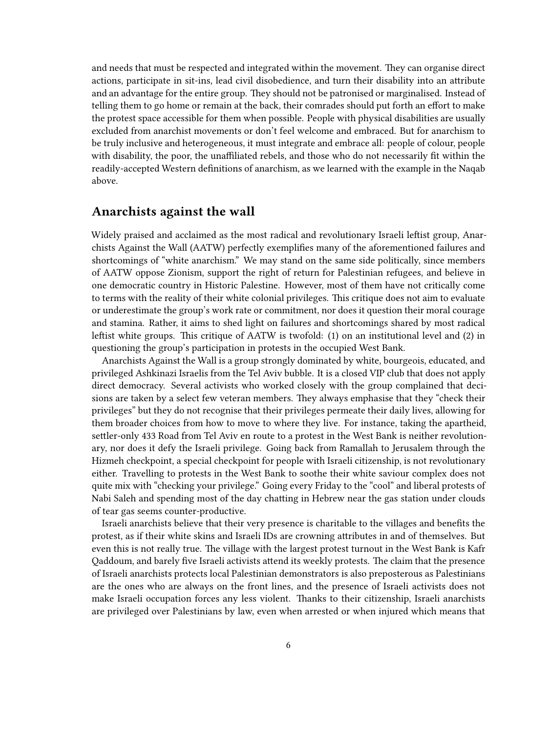and needs that must be respected and integrated within the movement. They can organise direct actions, participate in sit-ins, lead civil disobedience, and turn their disability into an attribute and an advantage for the entire group. They should not be patronised or marginalised. Instead of telling them to go home or remain at the back, their comrades should put forth an effort to make the protest space accessible for them when possible. People with physical disabilities are usually excluded from anarchist movements or don't feel welcome and embraced. But for anarchism to be truly inclusive and heterogeneous, it must integrate and embrace all: people of colour, people with disability, the poor, the unaffiliated rebels, and those who do not necessarily fit within the readily-accepted Western definitions of anarchism, as we learned with the example in the Naqab above.

## Anarchists against the wall

Widely praised and acclaimed as the most radical and revolutionary Israeli leftist group, Anarchists Against the Wall (AATW) perfectly exemplifies many of the aforementioned failures and shortcomings of "white anarchism." We may stand on the same side politically, since members of AATW oppose Zionism, support the right of return for Palestinian refugees, and believe in one democratic country in Historic Palestine. However, most of them have not critically come to terms with the reality of their white colonial privileges. This critique does not aim to evaluate or underestimate the group's work rate or commitment, nor does it question their moral courage and stamina. Rather, it aims to shed light on failures and shortcomings shared by most radical leftist white groups. This critique of AATW is twofold: (1) on an institutional level and (2) in questioning the group's participation in protests in the occupied West Bank.

Anarchists Against the Wall is a group strongly dominated by white, bourgeois, educated, and privileged Ashkinazi Israelis from the Tel Aviv bubble. It is a closed VIP club that does not apply direct democracy. Several activists who worked closely with the group complained that decisions are taken by a select few veteran members. They always emphasise that they "check their privileges" but they do not recognise that their privileges permeate their daily lives, allowing for them broader choices from how to move to where they live. For instance, taking the apartheid, settler-only 433 Road from Tel Aviv en route to a protest in the West Bank is neither revolutionary, nor does it defy the Israeli privilege. Going back from Ramallah to Jerusalem through the Hizmeh checkpoint, a special checkpoint for people with Israeli citizenship, is not revolutionary either. Travelling to protests in the West Bank to soothe their white saviour complex does not quite mix with "checking your privilege." Going every Friday to the "cool" and liberal protests of Nabi Saleh and spending most of the day chatting in Hebrew near the gas station under clouds of tear gas seems counter-productive.

Israeli anarchists believe that their very presence is charitable to the villages and benefits the protest, as if their white skins and Israeli IDs are crowning attributes in and of themselves. But even this is not really true. The village with the largest protest turnout in the West Bank is Kafr Qaddoum, and barely five Israeli activists attend its weekly protests. The claim that the presence of Israeli anarchists protects local Palestinian demonstrators is also preposterous as Palestinians are the ones who are always on the front lines, and the presence of Israeli activists does not make Israeli occupation forces any less violent. Thanks to their citizenship, Israeli anarchists are privileged over Palestinians by law, even when arrested or when injured which means that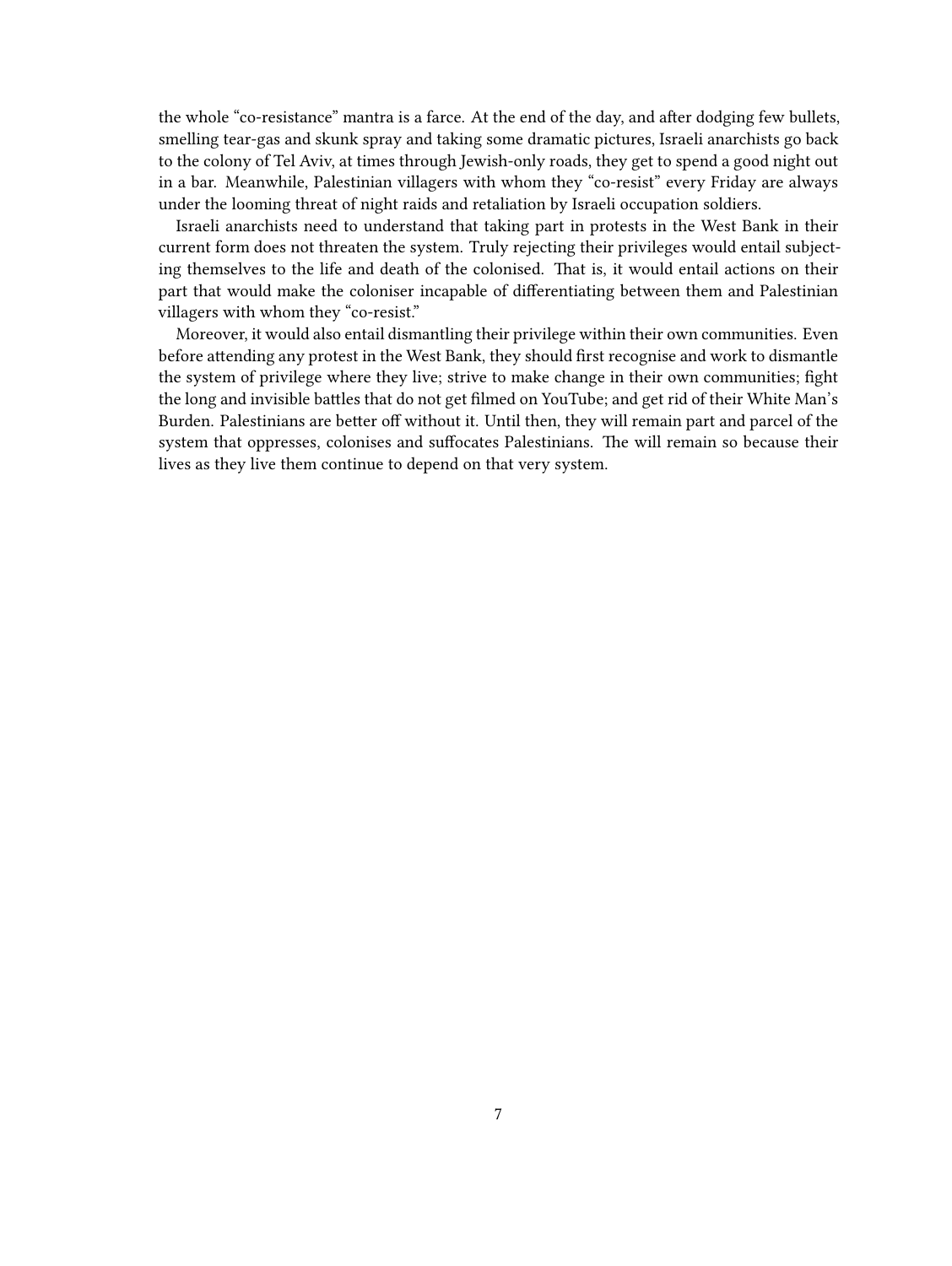the whole “co-resistance” mantra is a farce. At the end of the day, and after dodging few bullets, smelling tear-gas and skunk spray and taking some dramatic pictures, Israeli anarchists go back to the colony of Tel Aviv, at times through Jewish-only roads, they get to spend a good night out in a bar. Meanwhile, Palestinian villagers with whom they “co-resist” every Friday are always under the looming threat of night raids and retaliation by Israeli occupation soldiers.

Israeli anarchists need to understand that taking part in protests in the West Bank in their current form does not threaten the system. Truly rejecting their privileges would entail subjecting themselves to the life and death of the colonised. That is, it would entail actions on their part that would make the coloniser incapable of differentiating between them and Palestinian villagers with whom they “co-resist.”

Moreover, it would also entail dismantling their privilege within their own communities. Even before attending any protest in the West Bank, they should first recognise and work to dismantle the system of privilege where they live; strive to make change in their own communities; fight the long and invisible battles that do not get filmed on YouTube; and get rid of their White Man’s Burden. Palestinians are better off without it. Until then, they will remain part and parcel of the system that oppresses, colonises and suffocates Palestinians. The will remain so because their lives as they live them continue to depend on that very system.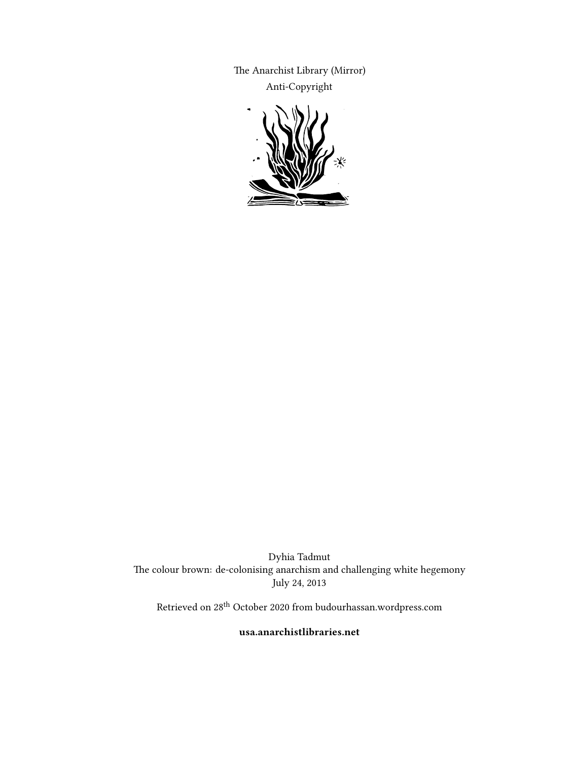The Anarchist Library (Mirror)
Anti-Copyright

Dyhia Tadmut
The colour brown: de-colonising anarchism and challenging white hegemony
July 24, 2013

Retrieved on 28th October 2020 from budourhassan.wordpress.com

**usa.anarchistlibraries.net**